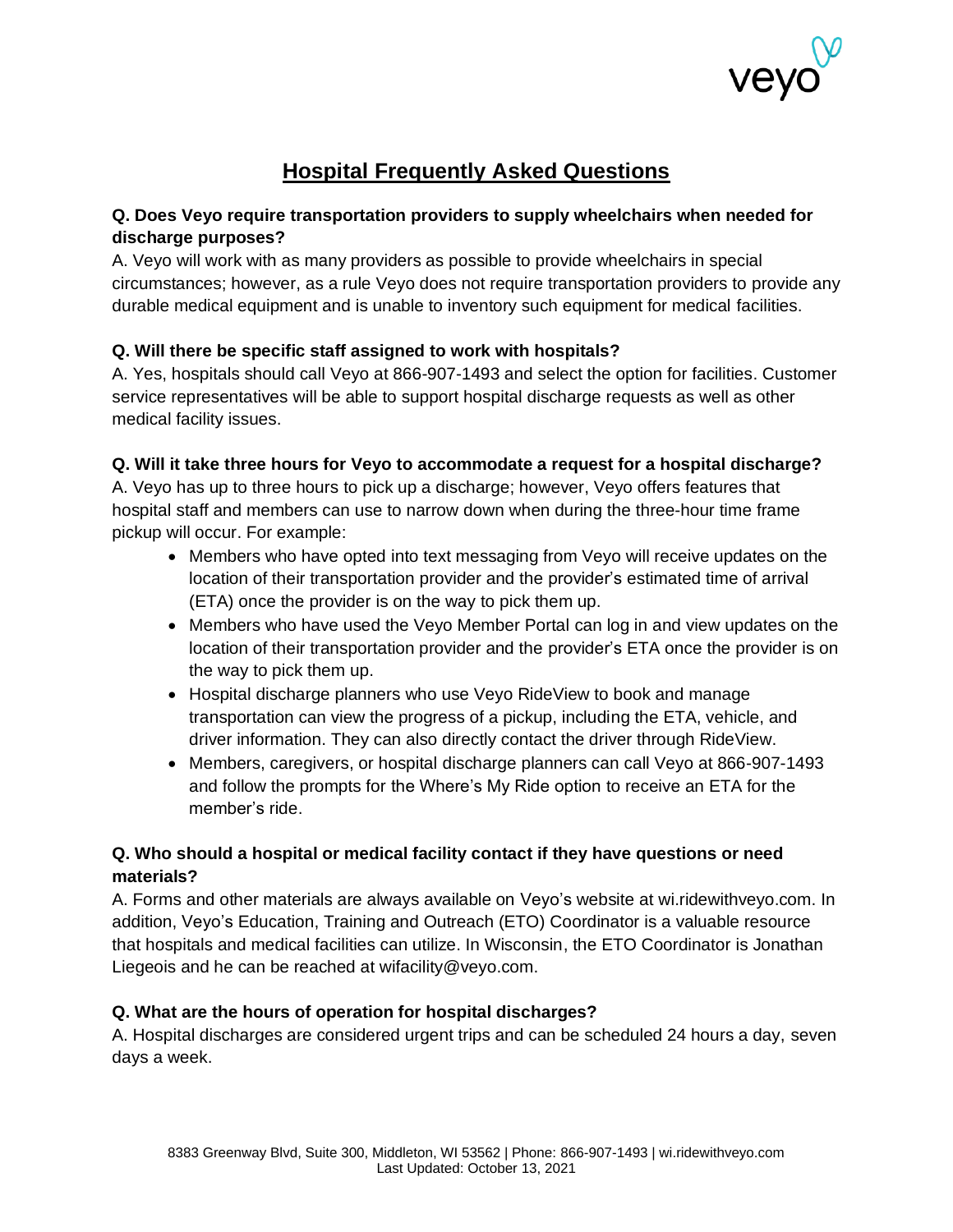# Hospital Frequently Asked Questions

**Q. Does Veyo require transportation providers to supply wheelchairs when needed for discharge purposes?**

A. Veyo will work with as many providers as possible to provide wheelchairs in special circumstances; however, as a rule Veyo does not require transportation providers to provide any durable medical equipment and is unable to inventory such equipment for medical facilities.

**Q. Will there be specific staff assigned to work with hospitals?**

A. Yes, hospitals should call Veyo at 866-907-1493 and select the option for facilities. Customer service representatives will be able to support hospital discharge requests as well as other medical facility issues.

**Q. Will it take three hours for Veyo to accommodate a request for a hospital discharge?**

A. Veyo has up to three hours to pick up a discharge; however, Veyo offers features that hospital staff and members can use to narrow down when during the three-hour time frame pickup will occur. For example:

- Members who have opted into text messaging from Veyo will receive updates on the location of their transportation provider and the provider's estimated time of arrival (ETA) once the provider is on the way to pick them up.
- Members who have used the Veyo Member Portal can log in and view updates on the location of their transportation provider and the provider's ETA once the provider is on the way to pick them up.
- Hospital discharge planners who use Veyo RideView to book and manage transportation can view the progress of a pickup, including the ETA, vehicle, and driver information. They can also directly contact the driver through RideView.
- Members, caregivers, or hospital discharge planners can call Veyo at 866-907-1493 and follow the prompts for the Where's My Ride option to receive an ETA for the member's ride.

**Q. Who should a hospital or medical facility contact if they have questions or need materials?**

A. Forms and other materials are always available on Veyo's website at wi.ridewithveyo.com. In addition, Veyo's Education, Training and Outreach (ETO) Coordinator is a valuable resource that hospitals and medical facilities can utilize. In Wisconsin, the ETO Coordinator is Jonathan Liegeois and he can be reached at wifacility@veyo.com.

**Q. What are the hours of operation for hospital discharges?**

A. Hospital discharges are considered urgent trips and can be scheduled 24 hours a day, seven days a week.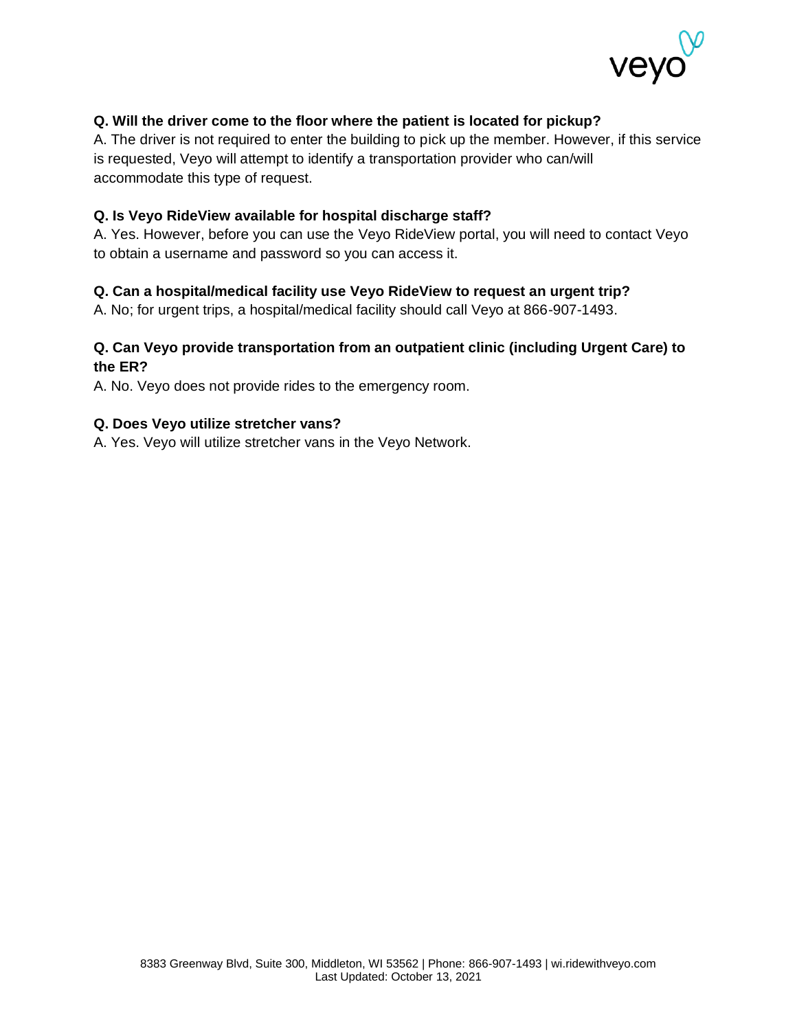**Q. Will the driver come to the floor where the patient is located for pickup?**

A. The driver is not required to enter the building to pick up the member. However, if this service is requested, Veyo will attempt to identify a transportation provider who can/will accommodate this type of request.

**Q. Is Veyo RideView available for hospital discharge staff?**

A. Yes. However, before you can use the Veyo RideView portal, you will need to contact Veyo to obtain a username and password so you can access it.

**Q. Can a hospital/medical facility use Veyo RideView to request an urgent trip?**

A. No; for urgent trips, a hospital/medical facility should call Veyo at 866-907-1493.

**Q. Can Veyo provide transportation from an outpatient clinic (including Urgent Care) to the ER?**

A. No. Veyo does not provide rides to the emergency room.

**Q. Does Veyo utilize stretcher vans?**

A. Yes. Veyo will utilize stretcher vans in the Veyo Network.